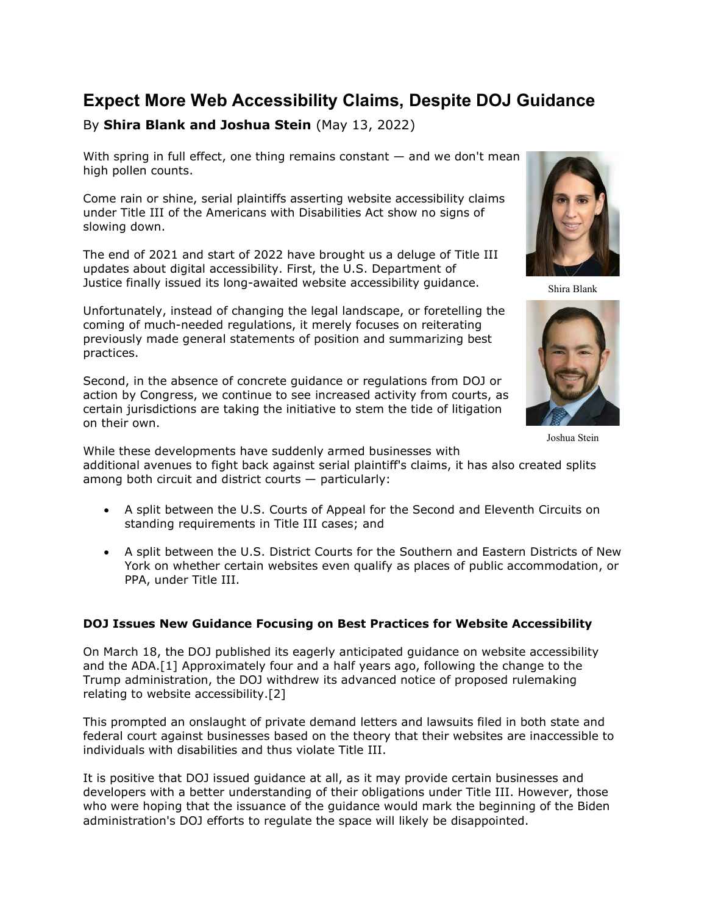# Expect More Web Accessibility Claims, Despite DOJ Guidance

By **Shira Blank and Joshua Stein** (May 13, 2022)

With spring in full effect, one thing remains constant — and we don't mean high pollen counts.

Come rain or shine, serial plaintiffs asserting website accessibility claims under Title III of the Americans with Disabilities Act show no signs of slowing down.

The end of 2021 and start of 2022 have brought us a deluge of Title III updates about digital accessibility. First, the U.S. Department of Justice finally issued its long-awaited website accessibility guidance.

Shira Blank

Unfortunately, instead of changing the legal landscape, or foretelling the coming of much-needed regulations, it merely focuses on reiterating previously made general statements of position and summarizing best practices.

Second, in the absence of concrete guidance or regulations from DOJ or action by Congress, we continue to see increased activity from courts, as certain jurisdictions are taking the initiative to stem the tide of litigation on their own.

Joshua Stein

While these developments have suddenly armed businesses with additional avenues to fight back against serial plaintiff's claims, it has also created splits among both circuit and district courts — particularly:

- A split between the U.S. Courts of Appeal for the Second and Eleventh Circuits on standing requirements in Title III cases; and
- A split between the U.S. District Courts for the Southern and Eastern Districts of New York on whether certain websites even qualify as places of public accommodation, or PPA, under Title III.

### DOJ Issues New Guidance Focusing on Best Practices for Website Accessibility

On March 18, the DOJ published its eagerly anticipated guidance on website accessibility and the ADA.[1] Approximately four and a half years ago, following the change to the Trump administration, the DOJ withdrew its advanced notice of proposed rulemaking relating to website accessibility.[2]

This prompted an onslaught of private demand letters and lawsuits filed in both state and federal court against businesses based on the theory that their websites are inaccessible to individuals with disabilities and thus violate Title III.

It is positive that DOJ issued guidance at all, as it may provide certain businesses and developers with a better understanding of their obligations under Title III. However, those who were hoping that the issuance of the guidance would mark the beginning of the Biden administration's DOJ efforts to regulate the space will likely be disappointed.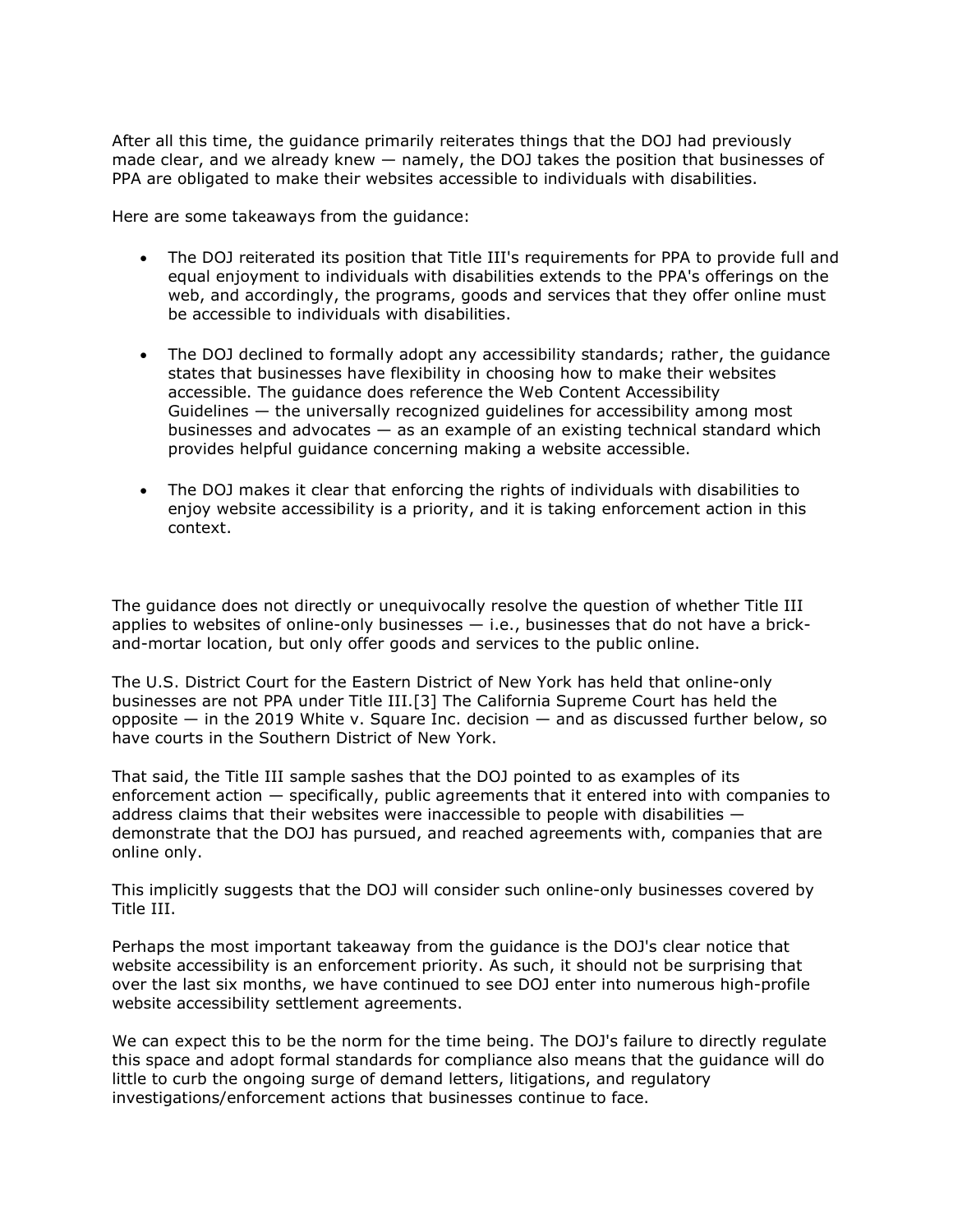After all this time, the guidance primarily reiterates things that the DOJ had previously made clear, and we already knew — namely, the DOJ takes the position that businesses of PPA are obligated to make their websites accessible to individuals with disabilities.

Here are some takeaways from the guidance:

- The DOJ reiterated its position that Title III's requirements for PPA to provide full and equal enjoyment to individuals with disabilities extends to the PPA's offerings on the web, and accordingly, the programs, goods and services that they offer online must be accessible to individuals with disabilities.

- The DOJ declined to formally adopt any accessibility standards; rather, the guidance states that businesses have flexibility in choosing how to make their websites accessible. The guidance does reference the Web Content Accessibility Guidelines — the universally recognized guidelines for accessibility among most businesses and advocates — as an example of an existing technical standard which provides helpful guidance concerning making a website accessible.

- The DOJ makes it clear that enforcing the rights of individuals with disabilities to enjoy website accessibility is a priority, and it is taking enforcement action in this context.

The guidance does not directly or unequivocally resolve the question of whether Title III applies to websites of online-only businesses — i.e., businesses that do not have a brick-and-mortar location, but only offer goods and services to the public online.

The U.S. District Court for the Eastern District of New York has held that online-only businesses are not PPA under Title III.[3] The California Supreme Court has held the opposite — in the 2019 White v. Square Inc. decision — and as discussed further below, so have courts in the Southern District of New York.

That said, the Title III sample sashes that the DOJ pointed to as examples of its enforcement action — specifically, public agreements that it entered into with companies to address claims that their websites were inaccessible to people with disabilities — demonstrate that the DOJ has pursued, and reached agreements with, companies that are online only.

This implicitly suggests that the DOJ will consider such online-only businesses covered by Title III.

Perhaps the most important takeaway from the guidance is the DOJ's clear notice that website accessibility is an enforcement priority. As such, it should not be surprising that over the last six months, we have continued to see DOJ enter into numerous high-profile website accessibility settlement agreements.

We can expect this to be the norm for the time being. The DOJ's failure to directly regulate this space and adopt formal standards for compliance also means that the guidance will do little to curb the ongoing surge of demand letters, litigations, and regulatory investigations/enforcement actions that businesses continue to face.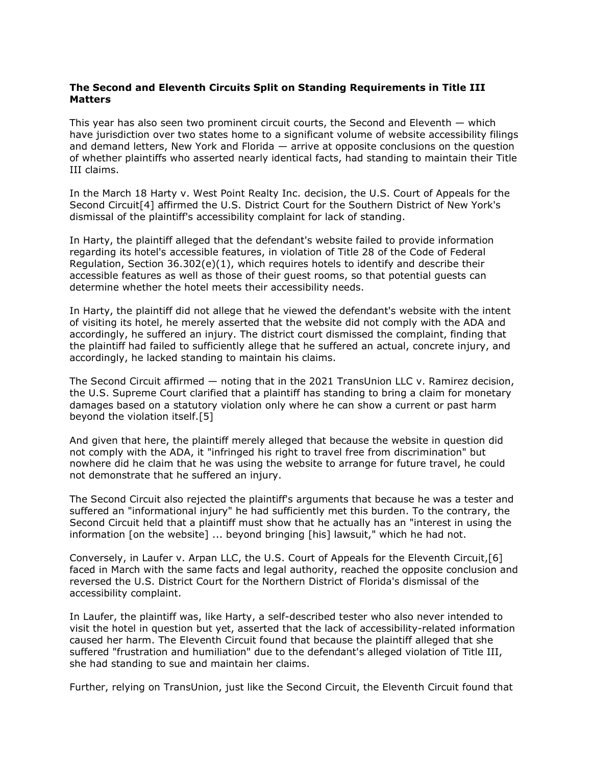**The Second and Eleventh Circuits Split on Standing Requirements in Title III Matters**

This year has also seen two prominent circuit courts, the Second and Eleventh — which have jurisdiction over two states home to a significant volume of website accessibility filings and demand letters, New York and Florida — arrive at opposite conclusions on the question of whether plaintiffs who asserted nearly identical facts, had standing to maintain their Title III claims.

In the March 18 Harty v. West Point Realty Inc. decision, the U.S. Court of Appeals for the Second Circuit[4] affirmed the U.S. District Court for the Southern District of New York's dismissal of the plaintiff's accessibility complaint for lack of standing.

In Harty, the plaintiff alleged that the defendant's website failed to provide information regarding its hotel's accessible features, in violation of Title 28 of the Code of Federal Regulation, Section 36.302(e)(1), which requires hotels to identify and describe their accessible features as well as those of their guest rooms, so that potential guests can determine whether the hotel meets their accessibility needs.

In Harty, the plaintiff did not allege that he viewed the defendant's website with the intent of visiting its hotel, he merely asserted that the website did not comply with the ADA and accordingly, he suffered an injury. The district court dismissed the complaint, finding that the plaintiff had failed to sufficiently allege that he suffered an actual, concrete injury, and accordingly, he lacked standing to maintain his claims.

The Second Circuit affirmed — noting that in the 2021 TransUnion LLC v. Ramirez decision, the U.S. Supreme Court clarified that a plaintiff has standing to bring a claim for monetary damages based on a statutory violation only where he can show a current or past harm beyond the violation itself.[5]

And given that here, the plaintiff merely alleged that because the website in question did not comply with the ADA, it "infringed his right to travel free from discrimination" but nowhere did he claim that he was using the website to arrange for future travel, he could not demonstrate that he suffered an injury.

The Second Circuit also rejected the plaintiff's arguments that because he was a tester and suffered an "informational injury" he had sufficiently met this burden. To the contrary, the Second Circuit held that a plaintiff must show that he actually has an "interest in using the information [on the website] ... beyond bringing [his] lawsuit," which he had not.

Conversely, in Laufer v. Arpan LLC, the U.S. Court of Appeals for the Eleventh Circuit,[6] faced in March with the same facts and legal authority, reached the opposite conclusion and reversed the U.S. District Court for the Northern District of Florida's dismissal of the accessibility complaint.

In Laufer, the plaintiff was, like Harty, a self-described tester who also never intended to visit the hotel in question but yet, asserted that the lack of accessibility-related information caused her harm. The Eleventh Circuit found that because the plaintiff alleged that she suffered "frustration and humiliation" due to the defendant's alleged violation of Title III, she had standing to sue and maintain her claims.

Further, relying on TransUnion, just like the Second Circuit, the Eleventh Circuit found that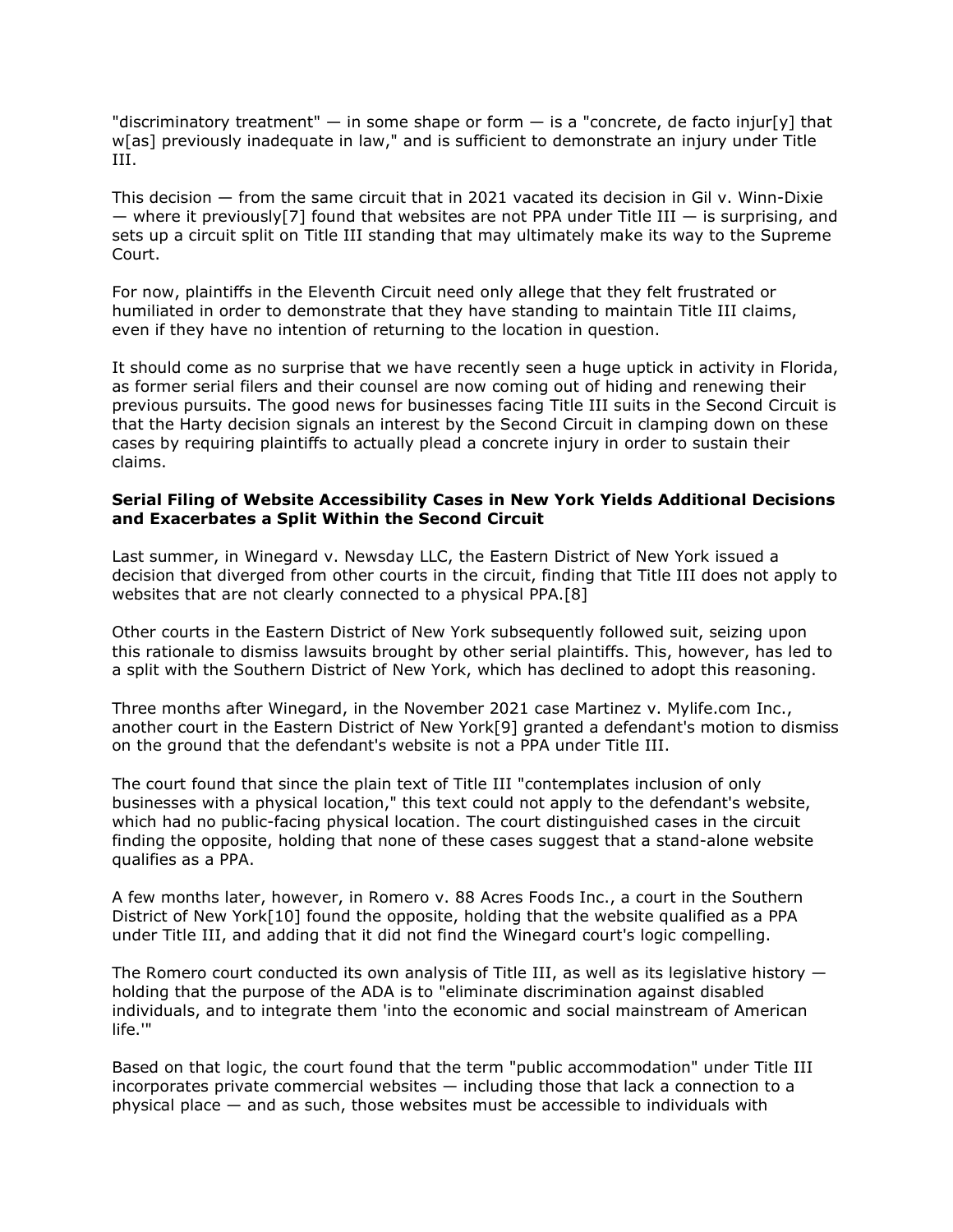"discriminatory treatment" — in some shape or form — is a "concrete, de facto injur[y] that w[as] previously inadequate in law," and is sufficient to demonstrate an injury under Title III.

This decision — from the same circuit that in 2021 vacated its decision in Gil v. Winn-Dixie — where it previously[7] found that websites are not PPA under Title III — is surprising, and sets up a circuit split on Title III standing that may ultimately make its way to the Supreme Court.

For now, plaintiffs in the Eleventh Circuit need only allege that they felt frustrated or humiliated in order to demonstrate that they have standing to maintain Title III claims, even if they have no intention of returning to the location in question.

It should come as no surprise that we have recently seen a huge uptick in activity in Florida, as former serial filers and their counsel are now coming out of hiding and renewing their previous pursuits. The good news for businesses facing Title III suits in the Second Circuit is that the Harty decision signals an interest by the Second Circuit in clamping down on these cases by requiring plaintiffs to actually plead a concrete injury in order to sustain their claims.

**Serial Filing of Website Accessibility Cases in New York Yields Additional Decisions and Exacerbates a Split Within the Second Circuit**

Last summer, in Winegard v. Newsday LLC, the Eastern District of New York issued a decision that diverged from other courts in the circuit, finding that Title III does not apply to websites that are not clearly connected to a physical PPA.[8]

Other courts in the Eastern District of New York subsequently followed suit, seizing upon this rationale to dismiss lawsuits brought by other serial plaintiffs. This, however, has led to a split with the Southern District of New York, which has declined to adopt this reasoning.

Three months after Winegard, in the November 2021 case Martinez v. Mylife.com Inc., another court in the Eastern District of New York[9] granted a defendant's motion to dismiss on the ground that the defendant's website is not a PPA under Title III.

The court found that since the plain text of Title III "contemplates inclusion of only businesses with a physical location," this text could not apply to the defendant's website, which had no public-facing physical location. The court distinguished cases in the circuit finding the opposite, holding that none of these cases suggest that a stand-alone website qualifies as a PPA.

A few months later, however, in Romero v. 88 Acres Foods Inc., a court in the Southern District of New York[10] found the opposite, holding that the website qualified as a PPA under Title III, and adding that it did not find the Winegard court's logic compelling.

The Romero court conducted its own analysis of Title III, as well as its legislative history — holding that the purpose of the ADA is to "eliminate discrimination against disabled individuals, and to integrate them 'into the economic and social mainstream of American life.'"

Based on that logic, the court found that the term "public accommodation" under Title III incorporates private commercial websites — including those that lack a connection to a physical place — and as such, those websites must be accessible to individuals with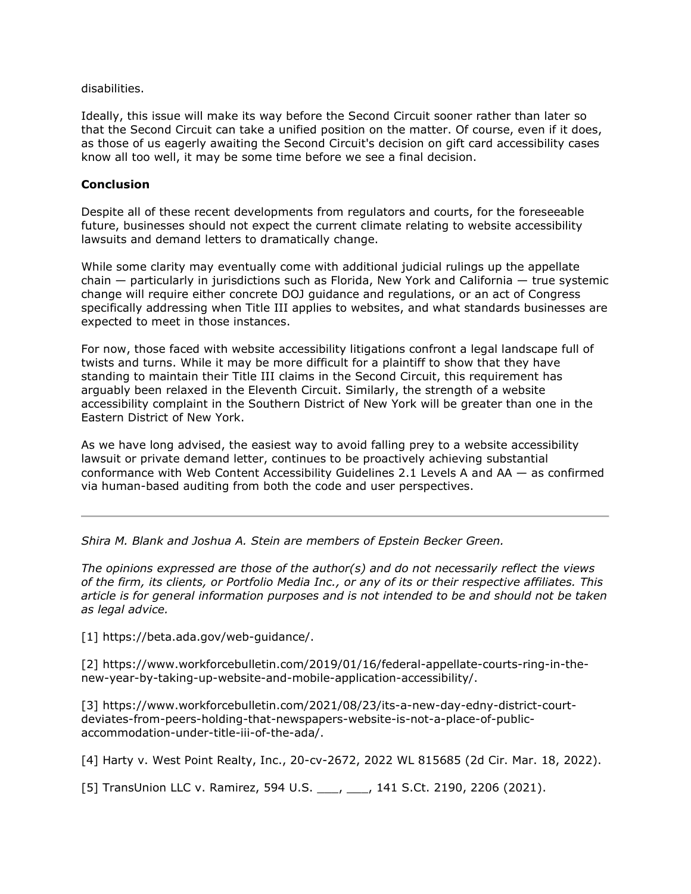disabilities.

Ideally, this issue will make its way before the Second Circuit sooner rather than later so that the Second Circuit can take a unified position on the matter. Of course, even if it does, as those of us eagerly awaiting the Second Circuit's decision on gift card accessibility cases know all too well, it may be some time before we see a final decision.

**Conclusion**

Despite all of these recent developments from regulators and courts, for the foreseeable future, businesses should not expect the current climate relating to website accessibility lawsuits and demand letters to dramatically change.

While some clarity may eventually come with additional judicial rulings up the appellate chain — particularly in jurisdictions such as Florida, New York and California — true systemic change will require either concrete DOJ guidance and regulations, or an act of Congress specifically addressing when Title III applies to websites, and what standards businesses are expected to meet in those instances.

For now, those faced with website accessibility litigations confront a legal landscape full of twists and turns. While it may be more difficult for a plaintiff to show that they have standing to maintain their Title III claims in the Second Circuit, this requirement has arguably been relaxed in the Eleventh Circuit. Similarly, the strength of a website accessibility complaint in the Southern District of New York will be greater than one in the Eastern District of New York.

As we have long advised, the easiest way to avoid falling prey to a website accessibility lawsuit or private demand letter, continues to be proactively achieving substantial conformance with Web Content Accessibility Guidelines 2.1 Levels A and AA — as confirmed via human-based auditing from both the code and user perspectives.

---

*Shira M. Blank and Joshua A. Stein are members of Epstein Becker Green.*

*The opinions expressed are those of the author(s) and do not necessarily reflect the views of the firm, its clients, or Portfolio Media Inc., or any of its or their respective affiliates. This article is for general information purposes and is not intended to be and should not be taken as legal advice.*

[1] https://beta.ada.gov/web-guidance/.

[2] https://www.workforcebulletin.com/2019/01/16/federal-appellate-courts-ring-in-the-new-year-by-taking-up-website-and-mobile-application-accessibility/.

[3] https://www.workforcebulletin.com/2021/08/23/its-a-new-day-edny-district-court-deviates-from-peers-holding-that-newspapers-website-is-not-a-place-of-public-accommodation-under-title-iii-of-the-ada/.

[4] Harty v. West Point Realty, Inc., 20-cv-2672, 2022 WL 815685 (2d Cir. Mar. 18, 2022).

[5] TransUnion LLC v. Ramirez, 594 U.S. ___, ___, 141 S.Ct. 2190, 2206 (2021).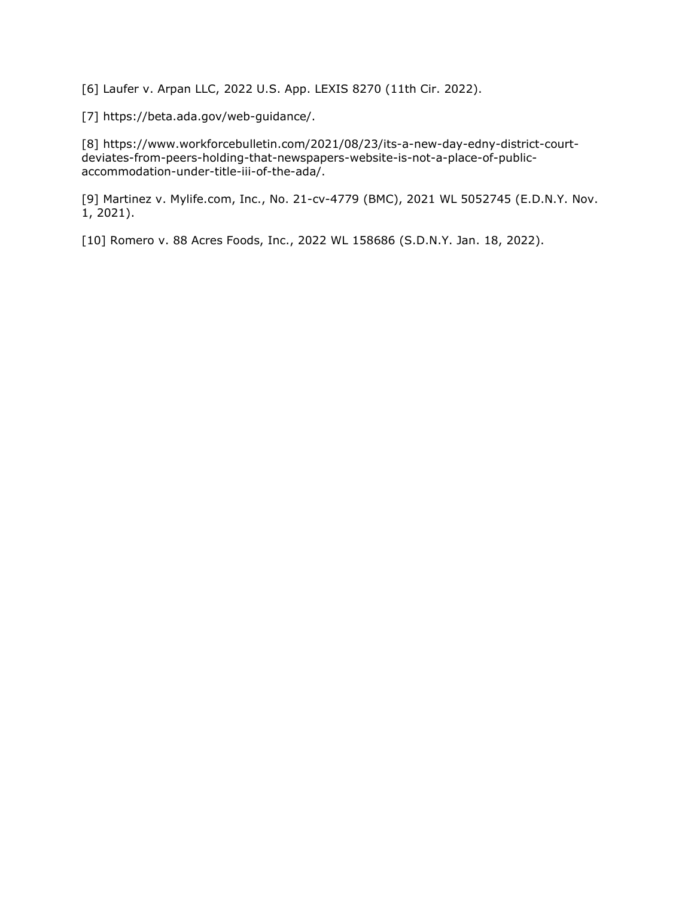[6] Laufer v. Arpan LLC, 2022 U.S. App. LEXIS 8270 (11th Cir. 2022).

[7] https://beta.ada.gov/web-guidance/.

[8] https://www.workforcebulletin.com/2021/08/23/its-a-new-day-edny-district-court-deviates-from-peers-holding-that-newspapers-website-is-not-a-place-of-public-accommodation-under-title-iii-of-the-ada/.

[9] Martinez v. Mylife.com, Inc., No. 21-cv-4779 (BMC), 2021 WL 5052745 (E.D.N.Y. Nov. 1, 2021).

[10] Romero v. 88 Acres Foods, Inc., 2022 WL 158686 (S.D.N.Y. Jan. 18, 2022).